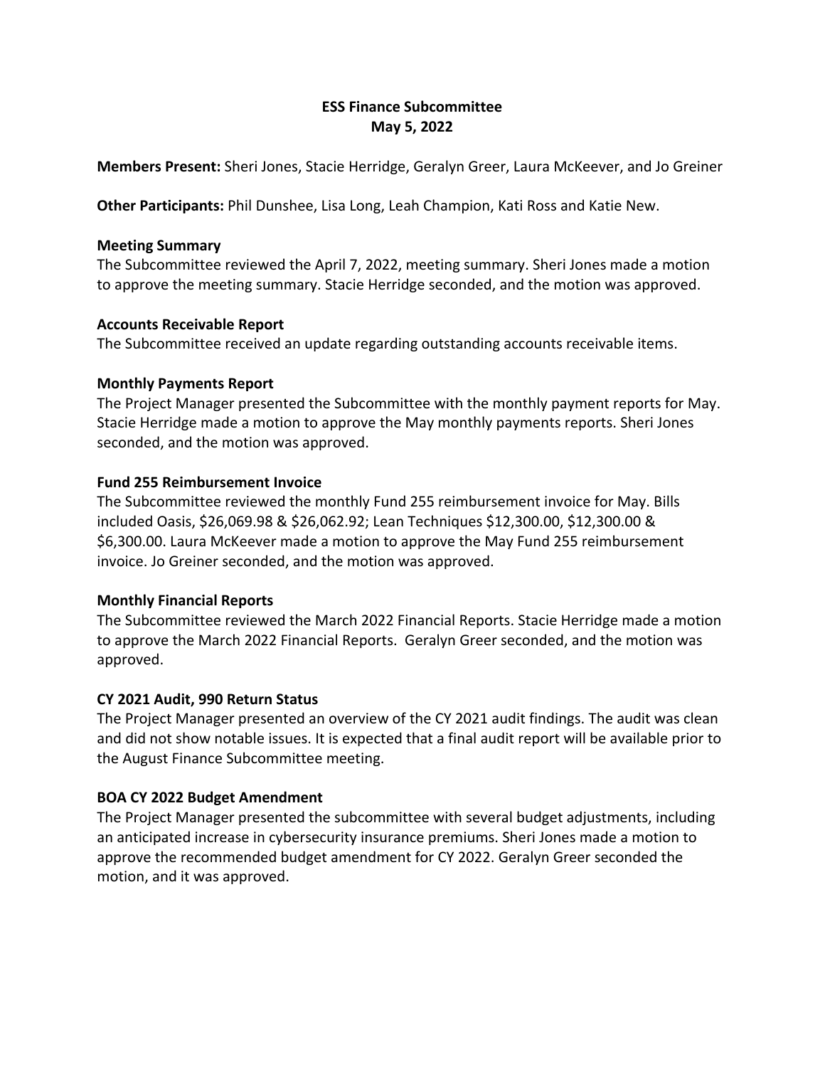# ESS Finance Subcommittee
## May 5, 2022

**Members Present:** Sheri Jones, Stacie Herridge, Geralyn Greer, Laura McKeever, and Jo Greiner

**Other Participants:** Phil Dunshee, Lisa Long, Leah Champion, Kati Ross and Katie New.

**Meeting Summary**
The Subcommittee reviewed the April 7, 2022, meeting summary. Sheri Jones made a motion to approve the meeting summary. Stacie Herridge seconded, and the motion was approved.

**Accounts Receivable Report**
The Subcommittee received an update regarding outstanding accounts receivable items.

**Monthly Payments Report**
The Project Manager presented the Subcommittee with the monthly payment reports for May. Stacie Herridge made a motion to approve the May monthly payments reports. Sheri Jones seconded, and the motion was approved.

**Fund 255 Reimbursement Invoice**
The Subcommittee reviewed the monthly Fund 255 reimbursement invoice for May. Bills included Oasis, $26,069.98 & $26,062.92; Lean Techniques $12,300.00, $12,300.00 & $6,300.00. Laura McKeever made a motion to approve the May Fund 255 reimbursement invoice. Jo Greiner seconded, and the motion was approved.

**Monthly Financial Reports**
The Subcommittee reviewed the March 2022 Financial Reports. Stacie Herridge made a motion to approve the March 2022 Financial Reports. Geralyn Greer seconded, and the motion was approved.

**CY 2021 Audit, 990 Return Status**
The Project Manager presented an overview of the CY 2021 audit findings. The audit was clean and did not show notable issues. It is expected that a final audit report will be available prior to the August Finance Subcommittee meeting.

**BOA CY 2022 Budget Amendment**
The Project Manager presented the subcommittee with several budget adjustments, including an anticipated increase in cybersecurity insurance premiums. Sheri Jones made a motion to approve the recommended budget amendment for CY 2022. Geralyn Greer seconded the motion, and it was approved.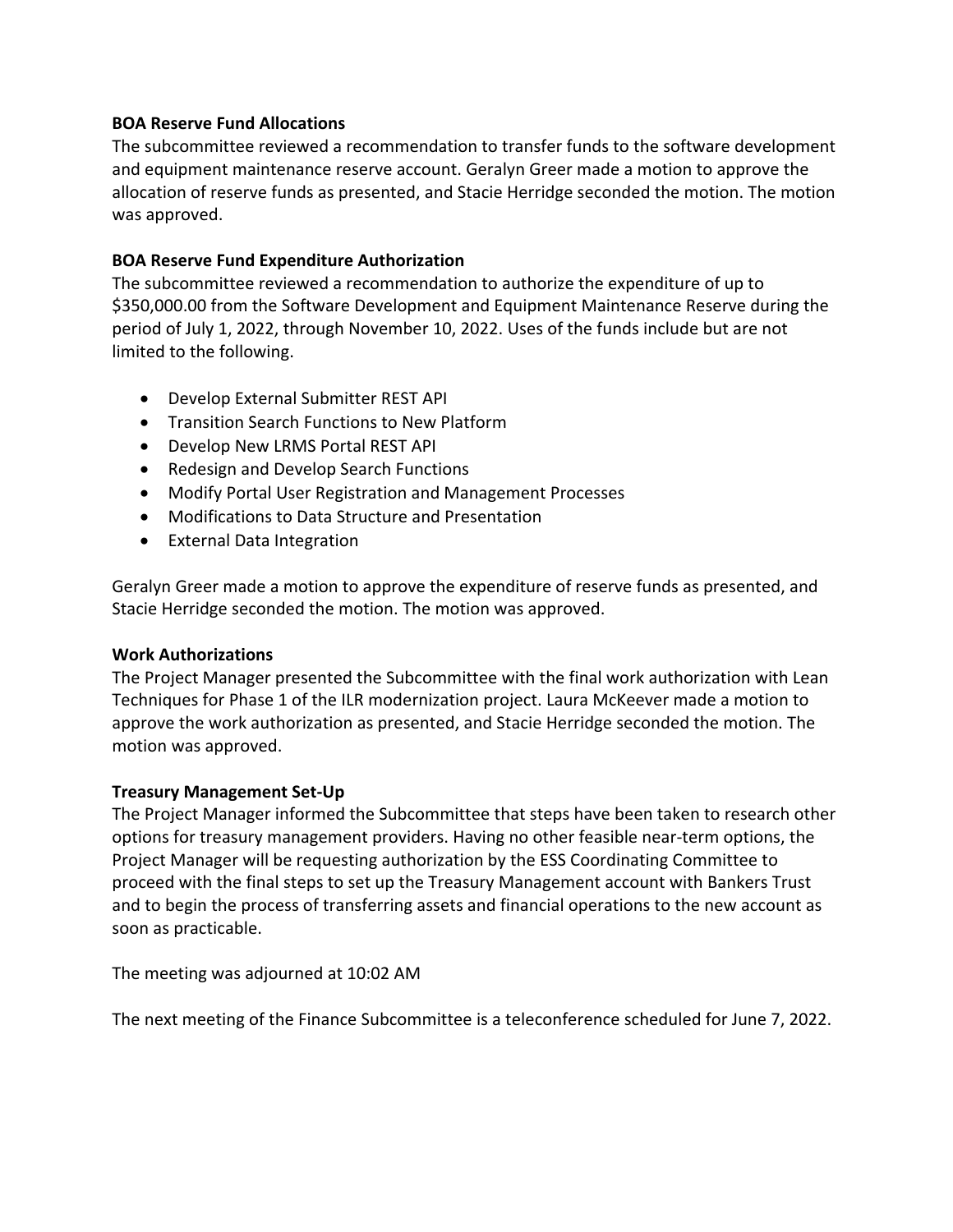**BOA Reserve Fund Allocations**

The subcommittee reviewed a recommendation to transfer funds to the software development and equipment maintenance reserve account. Geralyn Greer made a motion to approve the allocation of reserve funds as presented, and Stacie Herridge seconded the motion. The motion was approved.

**BOA Reserve Fund Expenditure Authorization**

The subcommittee reviewed a recommendation to authorize the expenditure of up to $350,000.00 from the Software Development and Equipment Maintenance Reserve during the period of July 1, 2022, through November 10, 2022. Uses of the funds include but are not limited to the following.

- Develop External Submitter REST API
- Transition Search Functions to New Platform
- Develop New LRMS Portal REST API
- Redesign and Develop Search Functions
- Modify Portal User Registration and Management Processes
- Modifications to Data Structure and Presentation
- External Data Integration

Geralyn Greer made a motion to approve the expenditure of reserve funds as presented, and Stacie Herridge seconded the motion. The motion was approved.

**Work Authorizations**

The Project Manager presented the Subcommittee with the final work authorization with Lean Techniques for Phase 1 of the ILR modernization project. Laura McKeever made a motion to approve the work authorization as presented, and Stacie Herridge seconded the motion. The motion was approved.

**Treasury Management Set-Up**

The Project Manager informed the Subcommittee that steps have been taken to research other options for treasury management providers. Having no other feasible near-term options, the Project Manager will be requesting authorization by the ESS Coordinating Committee to proceed with the final steps to set up the Treasury Management account with Bankers Trust and to begin the process of transferring assets and financial operations to the new account as soon as practicable.

The meeting was adjourned at 10:02 AM

The next meeting of the Finance Subcommittee is a teleconference scheduled for June 7, 2022.